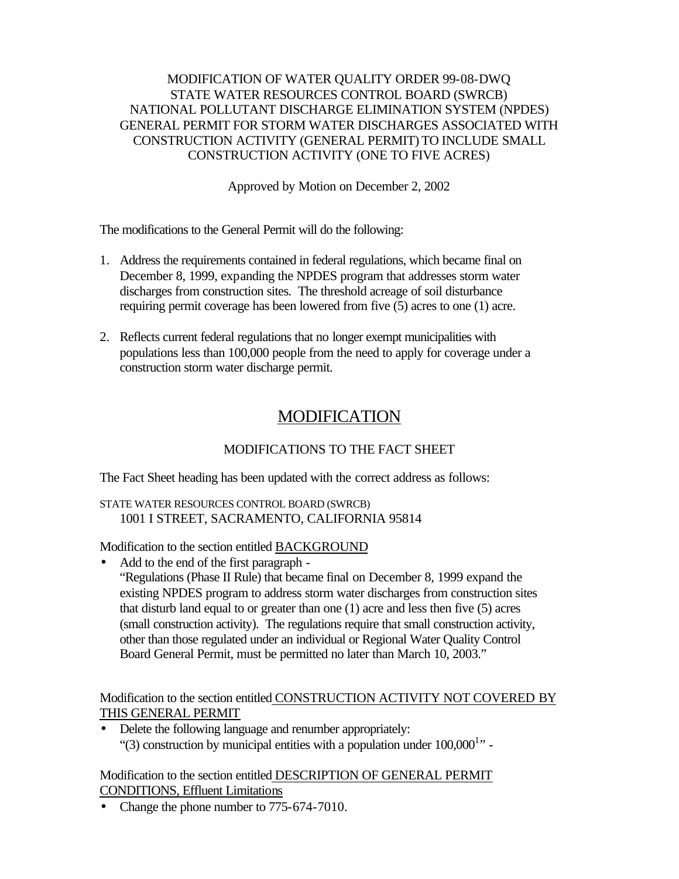MODIFICATION OF WATER QUALITY ORDER 99-08-DWQ
STATE WATER RESOURCES CONTROL BOARD (SWRCB)
NATIONAL POLLUTANT DISCHARGE ELIMINATION SYSTEM (NPDES)
GENERAL PERMIT FOR STORM WATER DISCHARGES ASSOCIATED WITH CONSTRUCTION ACTIVITY (GENERAL PERMIT) TO INCLUDE SMALL CONSTRUCTION ACTIVITY (ONE TO FIVE ACRES)

Approved by Motion on December 2, 2002

The modifications to the General Permit will do the following:

1. Address the requirements contained in federal regulations, which became final on December 8, 1999, expanding the NPDES program that addresses storm water discharges from construction sites. The threshold acreage of soil disturbance requiring permit coverage has been lowered from five (5) acres to one (1) acre.

2. Reflects current federal regulations that no longer exempt municipalities with populations less than 100,000 people from the need to apply for coverage under a construction storm water discharge permit.

# MODIFICATION

## MODIFICATIONS TO THE FACT SHEET

The Fact Sheet heading has been updated with the correct address as follows:

STATE WATER RESOURCES CONTROL BOARD (SWRCB)
1001 I STREET, SACRAMENTO, CALIFORNIA 95814

Modification to the section entitled BACKGROUND

- Add to the end of the first paragraph -
  "Regulations (Phase II Rule) that became final on December 8, 1999 expand the existing NPDES program to address storm water discharges from construction sites that disturb land equal to or greater than one (1) acre and less then five (5) acres (small construction activity). The regulations require that small construction activity, other than those regulated under an individual or Regional Water Quality Control Board General Permit, must be permitted no later than March 10, 2003."

Modification to the section entitled CONSTRUCTION ACTIVITY NOT COVERED BY THIS GENERAL PERMIT

- Delete the following language and renumber appropriately:
  "(3) construction by municipal entities with a population under 100,000[1]" -

Modification to the section entitled DESCRIPTION OF GENERAL PERMIT CONDITIONS, Effluent Limitations

- Change the phone number to 775-674-7010.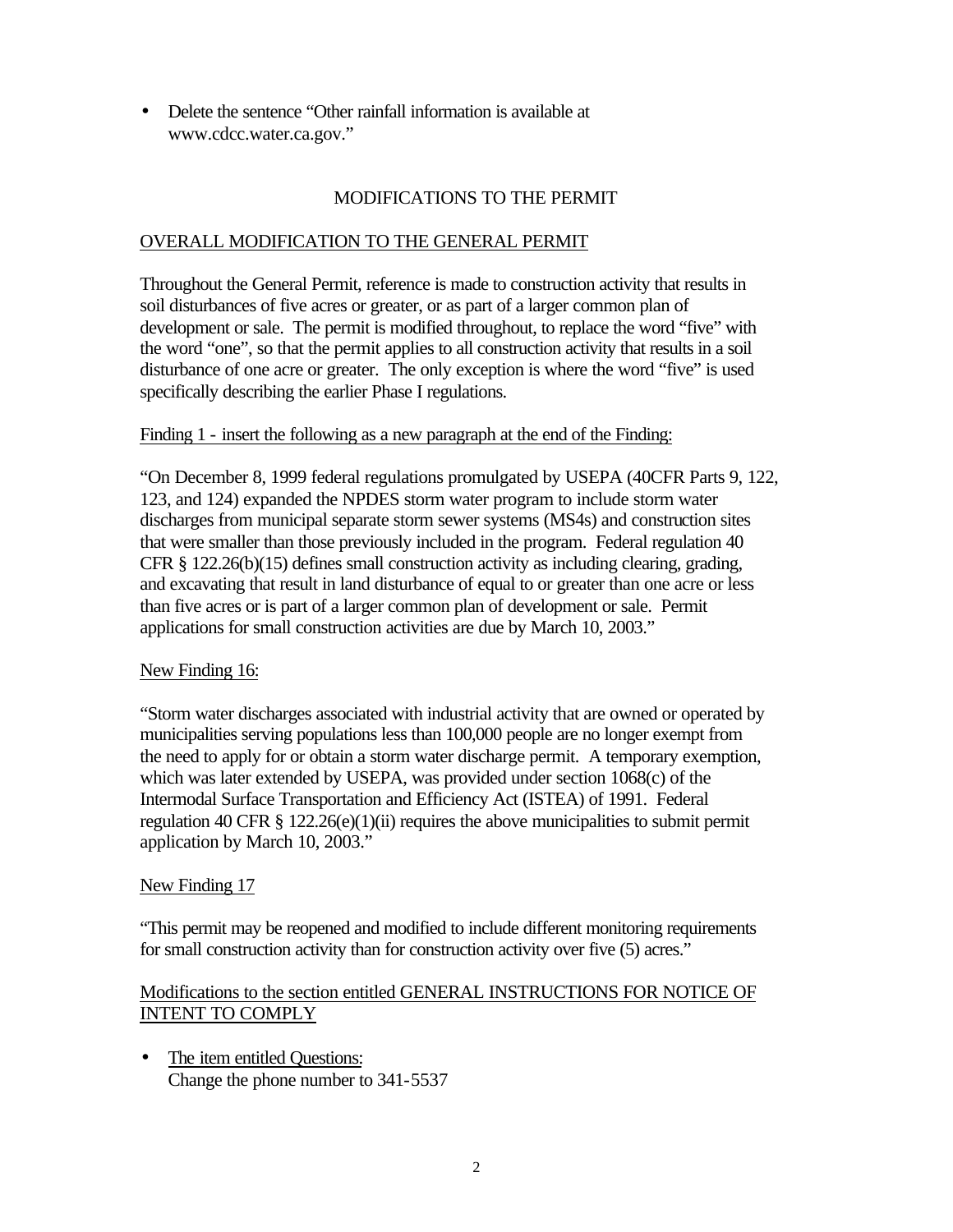- Delete the sentence "Other rainfall information is available at www.cdcc.water.ca.gov."

## MODIFICATIONS TO THE PERMIT

### OVERALL MODIFICATION TO THE GENERAL PERMIT

Throughout the General Permit, reference is made to construction activity that results in soil disturbances of five acres or greater, or as part of a larger common plan of development or sale. The permit is modified throughout, to replace the word "five" with the word "one", so that the permit applies to all construction activity that results in a soil disturbance of one acre or greater. The only exception is where the word "five" is used specifically describing the earlier Phase I regulations.

Finding 1 - insert the following as a new paragraph at the end of the Finding:

"On December 8, 1999 federal regulations promulgated by USEPA (40CFR Parts 9, 122, 123, and 124) expanded the NPDES storm water program to include storm water discharges from municipal separate storm sewer systems (MS4s) and construction sites that were smaller than those previously included in the program. Federal regulation 40 CFR § 122.26(b)(15) defines small construction activity as including clearing, grading, and excavating that result in land disturbance of equal to or greater than one acre or less than five acres or is part of a larger common plan of development or sale. Permit applications for small construction activities are due by March 10, 2003."

New Finding 16:

"Storm water discharges associated with industrial activity that are owned or operated by municipalities serving populations less than 100,000 people are no longer exempt from the need to apply for or obtain a storm water discharge permit. A temporary exemption, which was later extended by USEPA, was provided under section 1068(c) of the Intermodal Surface Transportation and Efficiency Act (ISTEA) of 1991. Federal regulation 40 CFR § 122.26(e)(1)(ii) requires the above municipalities to submit permit application by March 10, 2003."

New Finding 17

"This permit may be reopened and modified to include different monitoring requirements for small construction activity than for construction activity over five (5) acres."

Modifications to the section entitled GENERAL INSTRUCTIONS FOR NOTICE OF INTENT TO COMPLY

- The item entitled Questions:
  Change the phone number to 341-5537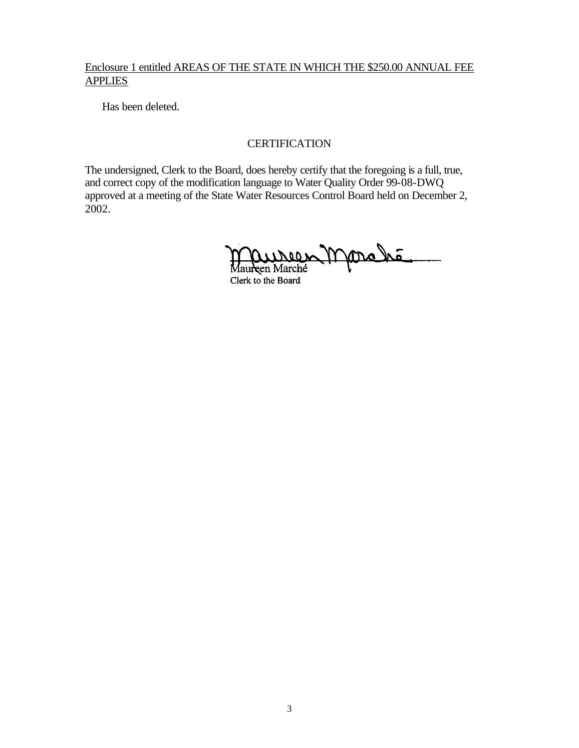<u>Enclosure 1 entitled AREAS OF THE STATE IN WHICH THE $250.00 ANNUAL FEE APPLIES</u>

Has been deleted.

## CERTIFICATION

The undersigned, Clerk to the Board, does hereby certify that the foregoing is a full, true, and correct copy of the modification language to Water Quality Order 99-08-DWQ approved at a meeting of the State Water Resources Control Board held on December 2, 2002.

Maureen Marché
Clerk to the Board